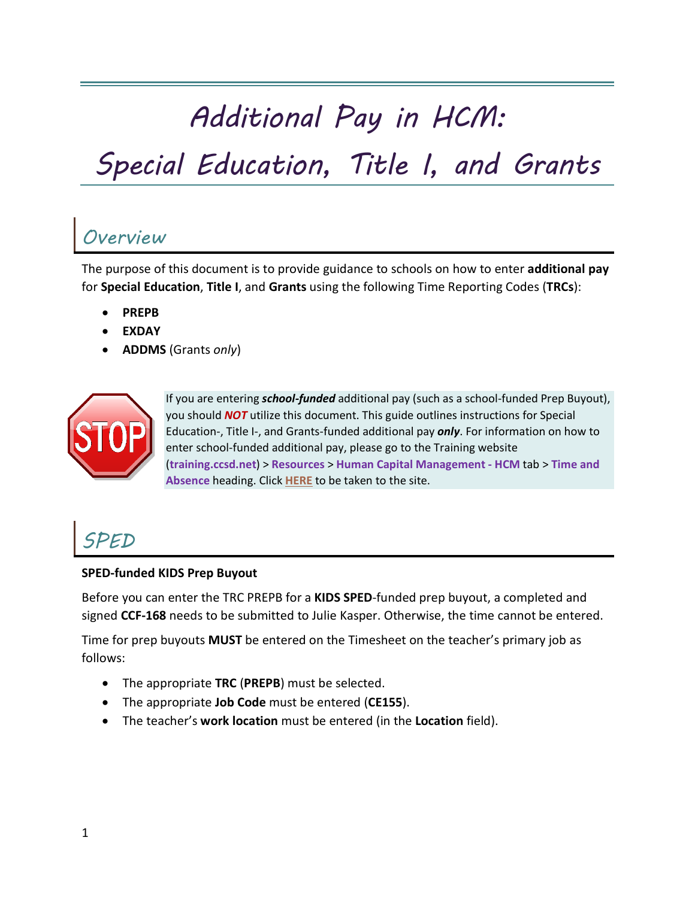# Additional Pay in HCM: Special Education, Title I, and Grants

## Overview

The purpose of this document is to provide guidance to schools on how to enter **additional pay** for **Special Education**, **Title I**, and **Grants** using the following Time Reporting Codes (**TRCs**):

- **PREPB**
- **EXDAY**
- **ADDMS** (Grants *only*)

If you are entering ***school-funded*** additional pay (such as a school-funded Prep Buyout), you should ***NOT*** utilize this document. This guide outlines instructions for Special Education-, Title I-, and Grants-funded additional pay ***only***. For information on how to enter school-funded additional pay, please go to the Training website (**training.ccsd.net**) > **Resources** > **Human Capital Management - HCM** tab > **Time and Absence** heading. Click **HERE** to be taken to the site.

## SPED

**SPED-funded KIDS Prep Buyout**

Before you can enter the TRC PREPB for a **KIDS SPED**-funded prep buyout, a completed and signed **CCF-168** needs to be submitted to Julie Kasper. Otherwise, the time cannot be entered.

Time for prep buyouts **MUST** be entered on the Timesheet on the teacher's primary job as follows:

- The appropriate **TRC** (**PREPB**) must be selected.
- The appropriate **Job Code** must be entered (**CE155**).
- The teacher's **work location** must be entered (in the **Location** field).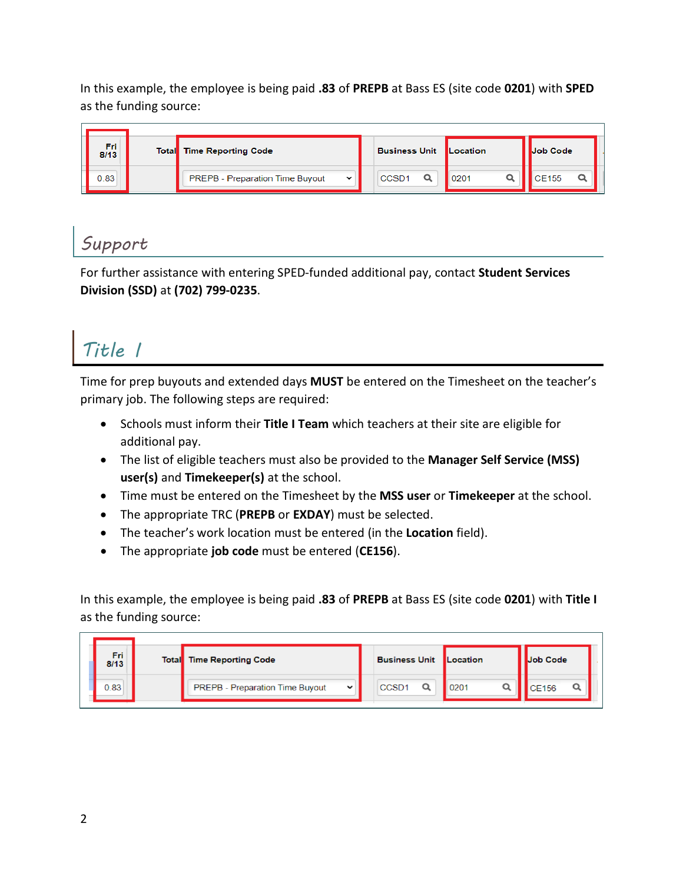In this example, the employee is being paid **.83** of **PREPB** at Bass ES (site code **0201**) with **SPED** as the funding source:

| Fri 8/13 | Total | Time Reporting Code | Business Unit | Location | Job Code |
|---|---|---|---|---|---|
| 0.83 | | PREPB - Preparation Time Buyout | CCSD1 | 0201 | CE155 |

## Support

For further assistance with entering SPED-funded additional pay, contact **Student Services Division (SSD)** at **(702) 799-0235**.

## Title I

Time for prep buyouts and extended days **MUST** be entered on the Timesheet on the teacher's primary job. The following steps are required:

- Schools must inform their **Title I Team** which teachers at their site are eligible for additional pay.
- The list of eligible teachers must also be provided to the **Manager Self Service (MSS) user(s)** and **Timekeeper(s)** at the school.
- Time must be entered on the Timesheet by the **MSS user** or **Timekeeper** at the school.
- The appropriate TRC (**PREPB** or **EXDAY**) must be selected.
- The teacher's work location must be entered (in the **Location** field).
- The appropriate **job code** must be entered (**CE156**).

In this example, the employee is being paid **.83** of **PREPB** at Bass ES (site code **0201**) with **Title I** as the funding source:

| Fri 8/13 | Total | Time Reporting Code | Business Unit | Location | Job Code |
|---|---|---|---|---|---|
| 0.83 | | PREPB - Preparation Time Buyout | CCSD1 | 0201 | CE156 |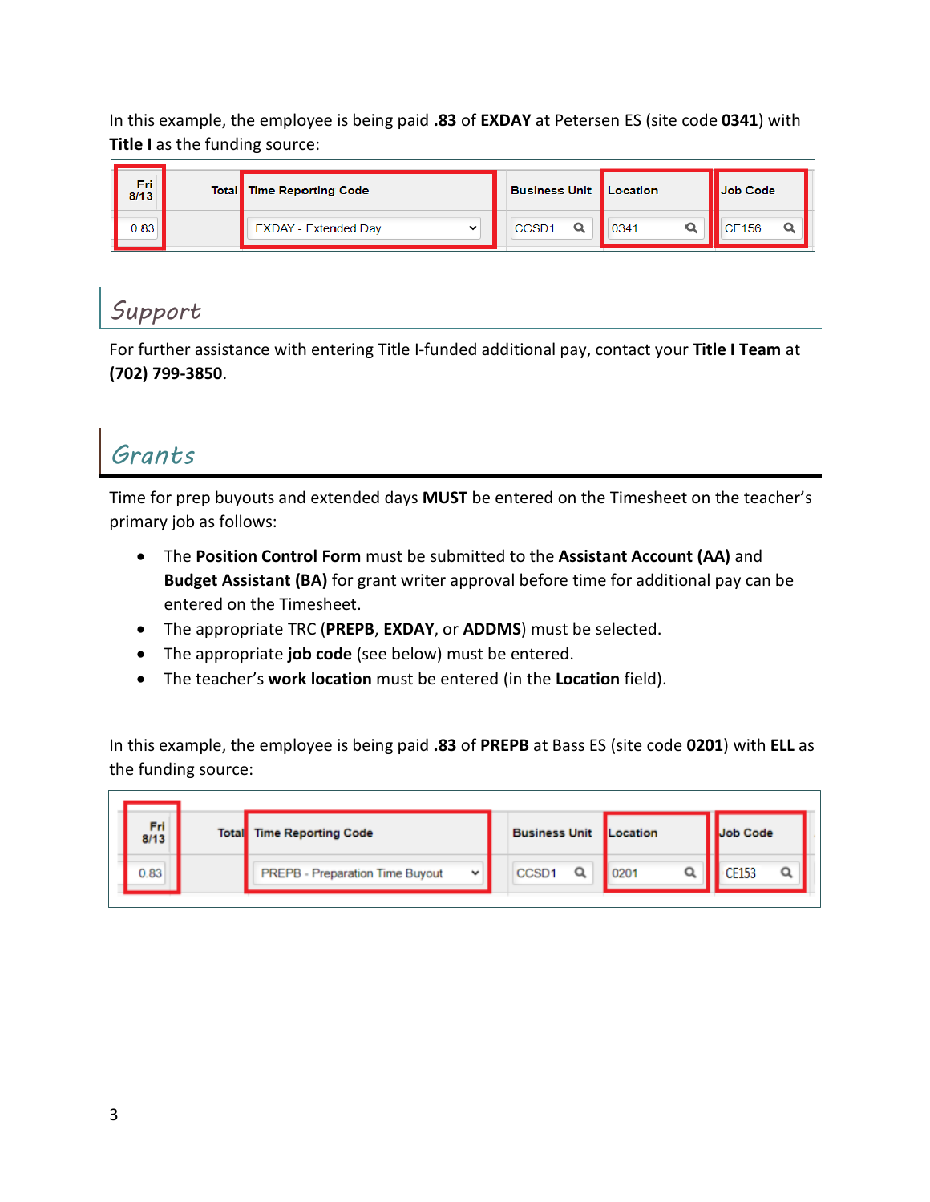In this example, the employee is being paid **.83** of **EXDAY** at Petersen ES (site code **0341**) with **Title I** as the funding source:

| Fri 8/13 | Total | Time Reporting Code | Business Unit | Location | Job Code |
|---|---|---|---|---|---|
| 0.83 | | EXDAY - Extended Day | CCSD1 | 0341 | CE156 |

## Support

For further assistance with entering Title I-funded additional pay, contact your **Title I Team** at **(702) 799-3850**.

## Grants

Time for prep buyouts and extended days **MUST** be entered on the Timesheet on the teacher's primary job as follows:

- The **Position Control Form** must be submitted to the **Assistant Account (AA)** and **Budget Assistant (BA)** for grant writer approval before time for additional pay can be entered on the Timesheet.
- The appropriate TRC (**PREPB**, **EXDAY**, or **ADDMS**) must be selected.
- The appropriate **job code** (see below) must be entered.
- The teacher's **work location** must be entered (in the **Location** field).

In this example, the employee is being paid **.83** of **PREPB** at Bass ES (site code **0201**) with **ELL** as the funding source:

| Fri 8/13 | Total | Time Reporting Code | Business Unit | Location | Job Code |
|---|---|---|---|---|---|
| 0.83 | | PREPB - Preparation Time Buyout | CCSD1 | 0201 | CE153 |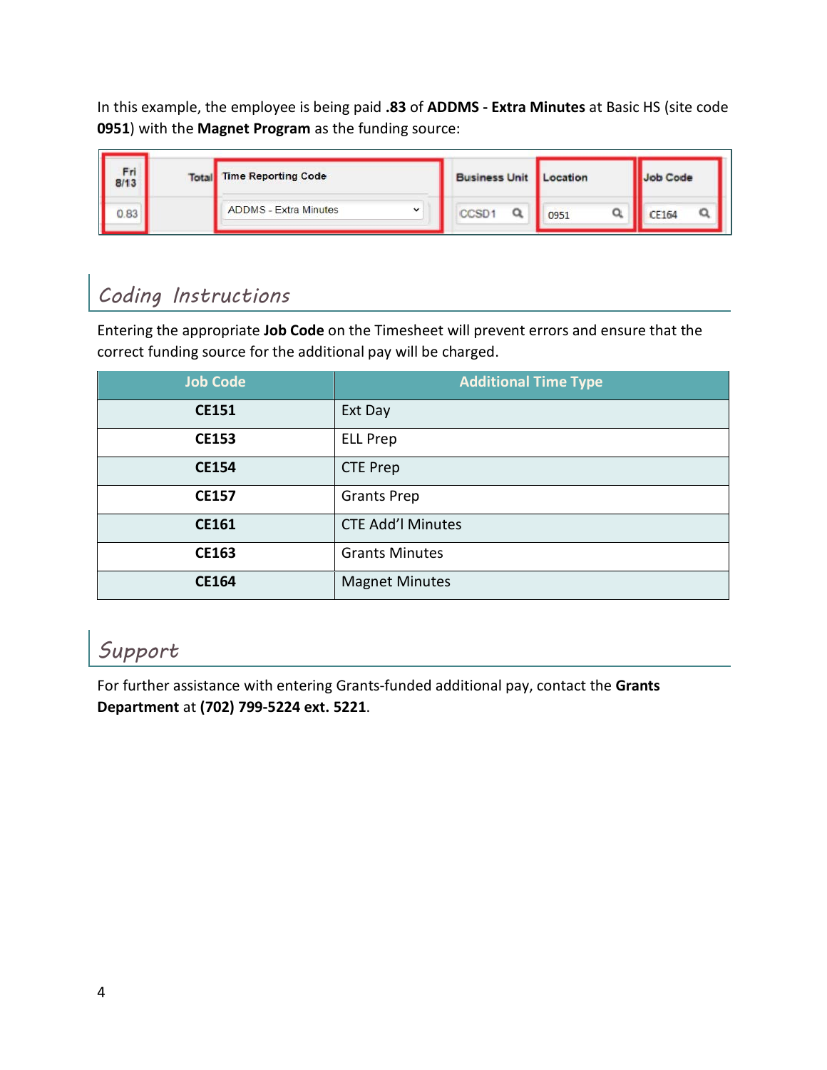In this example, the employee is being paid **.83** of **ADDMS - Extra Minutes** at Basic HS (site code **0951**) with the **Magnet Program** as the funding source:

| Fri 8/13 | Total | Time Reporting Code | Business Unit | Location | Job Code |
|---|---|---|---|---|---|
| 0.83 | | ADDMS - Extra Minutes | CCSD1 | 0951 | CE164 |

## *Coding Instructions*

Entering the appropriate **Job Code** on the Timesheet will prevent errors and ensure that the correct funding source for the additional pay will be charged.

| Job Code | Additional Time Type |
|---|---|
| **CE151** | Ext Day |
| **CE153** | ELL Prep |
| **CE154** | CTE Prep |
| **CE157** | Grants Prep |
| **CE161** | CTE Add'l Minutes |
| **CE163** | Grants Minutes |
| **CE164** | Magnet Minutes |

## *Support*

For further assistance with entering Grants-funded additional pay, contact the **Grants Department** at **(702) 799-5224 ext. 5221**.